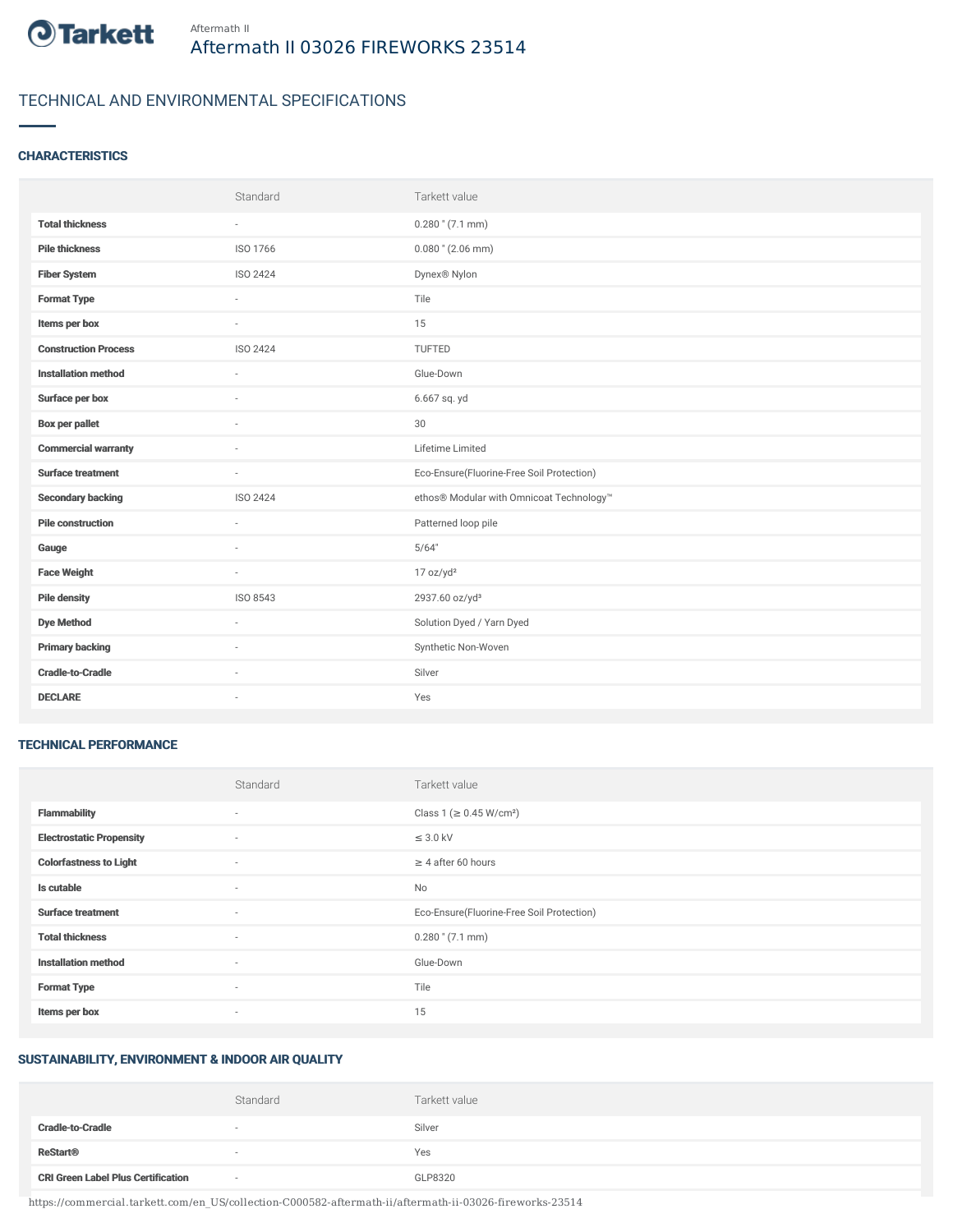Aftermath II

# Aftermath II 03026 FIREWORKS 23514

## TECHNICAL AND ENVIRONMENTAL SPECIFICATIONS

### CHARACTERISTICS

| | Standard | Tarkett value |
|---|---|---|
| **Total thickness** | - | 0.280 " (7.1 mm) |
| **Pile thickness** | ISO 1766 | 0.080 " (2.06 mm) |
| **Fiber System** | ISO 2424 | Dynex® Nylon |
| **Format Type** | - | Tile |
| **Items per box** | - | 15 |
| **Construction Process** | ISO 2424 | TUFTED |
| **Installation method** | - | Glue-Down |
| **Surface per box** | - | 6.667 sq. yd |
| **Box per pallet** | - | 30 |
| **Commercial warranty** | - | Lifetime Limited |
| **Surface treatment** | - | Eco-Ensure(Fluorine-Free Soil Protection) |
| **Secondary backing** | ISO 2424 | ethos® Modular with Omnicoat Technology™ |
| **Pile construction** | - | Patterned loop pile |
| **Gauge** | - | 5/64" |
| **Face Weight** | - | 17 oz/yd² |
| **Pile density** | ISO 8543 | 2937.60 oz/yd³ |
| **Dye Method** | - | Solution Dyed / Yarn Dyed |
| **Primary backing** | - | Synthetic Non-Woven |
| **Cradle-to-Cradle** | - | Silver |
| **DECLARE** | - | Yes |

### TECHNICAL PERFORMANCE

| | Standard | Tarkett value |
|---|---|---|
| **Flammability** | - | Class 1 (≥ 0.45 W/cm²) |
| **Electrostatic Propensity** | - | ≤ 3.0 kV |
| **Colorfastness to Light** | - | ≥ 4 after 60 hours |
| **Is cutable** | - | No |
| **Surface treatment** | - | Eco-Ensure(Fluorine-Free Soil Protection) |
| **Total thickness** | - | 0.280 " (7.1 mm) |
| **Installation method** | - | Glue-Down |
| **Format Type** | - | Tile |
| **Items per box** | - | 15 |

### SUSTAINABILITY, ENVIRONMENT & INDOOR AIR QUALITY

| | Standard | Tarkett value |
|---|---|---|
| **Cradle-to-Cradle** | - | Silver |
| **ReStart®** | - | Yes |
| **CRI Green Label Plus Certification** | - | GLP8320 |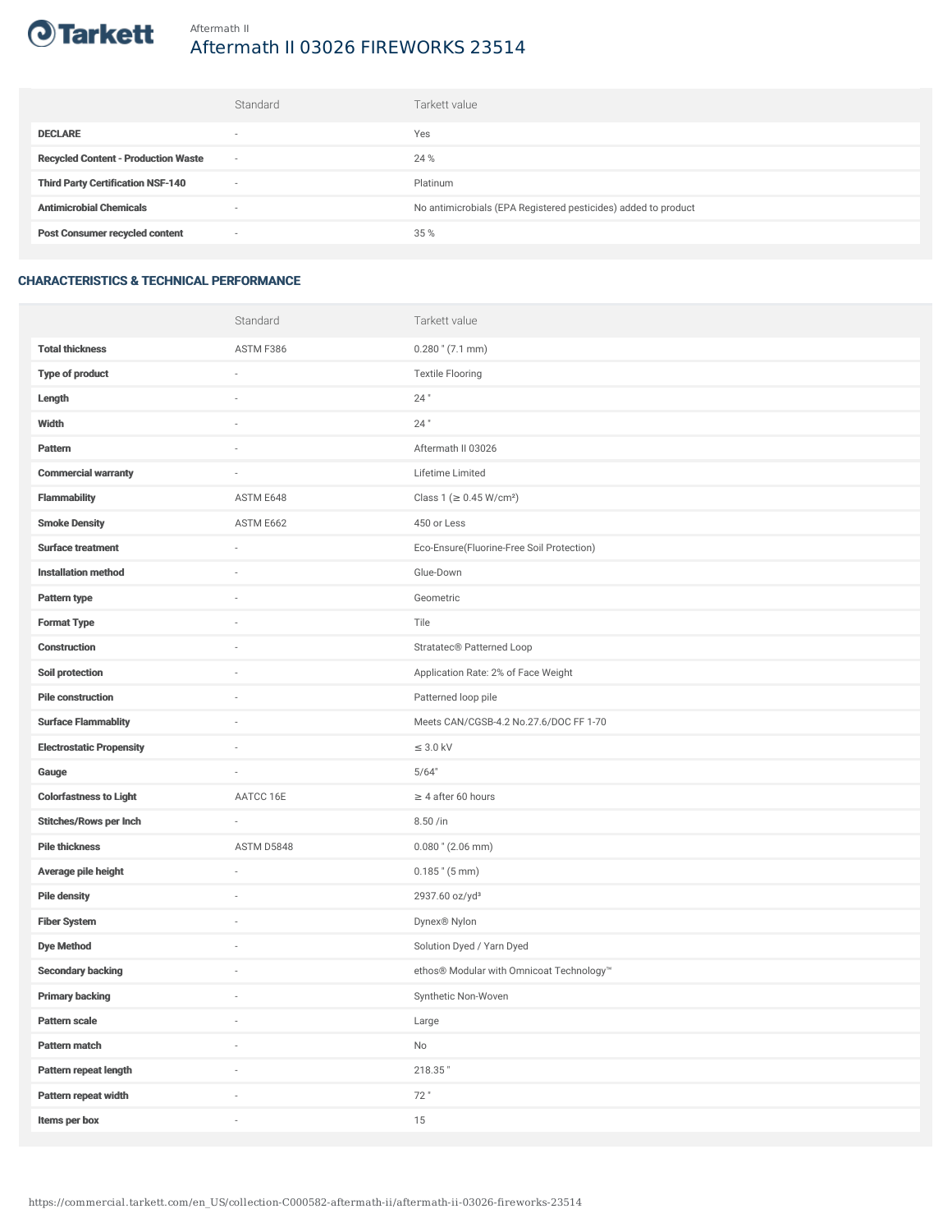Aftermath II

# Aftermath II 03026 FIREWORKS 23514

| | Standard | Tarkett value |
|---|---|---|
| **DECLARE** | - | Yes |
| **Recycled Content - Production Waste** | - | 24 % |
| **Third Party Certification NSF-140** | - | Platinum |
| **Antimicrobial Chemicals** | - | No antimicrobials (EPA Registered pesticides) added to product |
| **Post Consumer recycled content** | - | 35 % |

## CHARACTERISTICS & TECHNICAL PERFORMANCE

| | Standard | Tarkett value |
|---|---|---|
| **Total thickness** | ASTM F386 | 0.280 " (7.1 mm) |
| **Type of product** | - | Textile Flooring |
| **Length** | - | 24 " |
| **Width** | - | 24 " |
| **Pattern** | - | Aftermath II 03026 |
| **Commercial warranty** | - | Lifetime Limited |
| **Flammability** | ASTM E648 | Class 1 (≥ 0.45 W/cm²) |
| **Smoke Density** | ASTM E662 | 450 or Less |
| **Surface treatment** | - | Eco-Ensure(Fluorine-Free Soil Protection) |
| **Installation method** | - | Glue-Down |
| **Pattern type** | - | Geometric |
| **Format Type** | - | Tile |
| **Construction** | - | Stratatec® Patterned Loop |
| **Soil protection** | - | Application Rate: 2% of Face Weight |
| **Pile construction** | - | Patterned loop pile |
| **Surface Flammablity** | - | Meets CAN/CGSB-4.2 No.27.6/DOC FF 1-70 |
| **Electrostatic Propensity** | - | ≤ 3.0 kV |
| **Gauge** | - | 5/64" |
| **Colorfastness to Light** | AATCC 16E | ≥ 4 after 60 hours |
| **Stitches/Rows per Inch** | - | 8.50 /in |
| **Pile thickness** | ASTM D5848 | 0.080 " (2.06 mm) |
| **Average pile height** | - | 0.185 " (5 mm) |
| **Pile density** | - | 2937.60 oz/yd³ |
| **Fiber System** | - | Dynex® Nylon |
| **Dye Method** | - | Solution Dyed / Yarn Dyed |
| **Secondary backing** | - | ethos® Modular with Omnicoat Technology™ |
| **Primary backing** | - | Synthetic Non-Woven |
| **Pattern scale** | - | Large |
| **Pattern match** | - | No |
| **Pattern repeat length** | - | 218.35 " |
| **Pattern repeat width** | - | 72 " |
| **Items per box** | - | 15 |